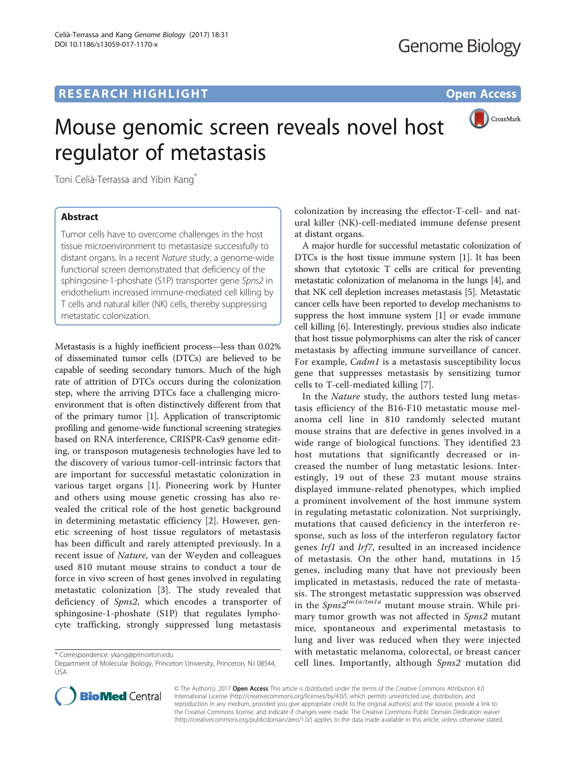RESEARCH HIGHLIGHT

Open Access

# Mouse genomic screen reveals novel host regulator of metastasis

Toni Celià-Terrassa and Yibin Kang*

## Abstract

Tumor cells have to overcome challenges in the host tissue microenvironment to metastasize successfully to distant organs. In a recent *Nature* study, a genome-wide functional screen demonstrated that deficiency of the sphingosine-1-phoshate (S1P) transporter gene *Spns2* in endothelium increased immune-mediated cell killing by T cells and natural killer (NK) cells, thereby suppressing metastatic colonization.

Metastasis is a highly inefficient process—less than 0.02% of disseminated tumor cells (DTCs) are believed to be capable of seeding secondary tumors. Much of the high rate of attrition of DTCs occurs during the colonization step, where the arriving DTCs face a challenging microenvironment that is often distinctively different from that of the primary tumor [1]. Application of transcriptomic profiling and genome-wide functional screening strategies based on RNA interference, CRISPR-Cas9 genome editing, or transposon mutagenesis technologies have led to the discovery of various tumor-cell-intrinsic factors that are important for successful metastatic colonization in various target organs [1]. Pioneering work by Hunter and others using mouse genetic crossing has also revealed the critical role of the host genetic background in determining metastatic efficiency [2]. However, genetic screening of host tissue regulators of metastasis has been difficult and rarely attempted previously. In a recent issue of *Nature*, van der Weyden and colleagues used 810 mutant mouse strains to conduct a tour de force in vivo screen of host genes involved in regulating metastatic colonization [3]. The study revealed that deficiency of *Spns2*, which encodes a transporter of sphingosine-1-phoshate (S1P) that regulates lymphocyte trafficking, strongly suppressed lung metastasis colonization by increasing the effector-T-cell- and natural killer (NK)-cell-mediated immune defense present at distant organs.

A major hurdle for successful metastatic colonization of DTCs is the host tissue immune system [1]. It has been shown that cytotoxic T cells are critical for preventing metastatic colonization of melanoma in the lungs [4], and that NK cell depletion increases metastasis [5]. Metastatic cancer cells have been reported to develop mechanisms to suppress the host immune system [1] or evade immune cell killing [6]. Interestingly, previous studies also indicate that host tissue polymorphisms can alter the risk of cancer metastasis by affecting immune surveillance of cancer. For example, *Cadm1* is a metastasis susceptibility locus gene that suppresses metastasis by sensitizing tumor cells to T-cell-mediated killing [7].

In the *Nature* study, the authors tested lung metastasis efficiency of the B16-F10 metastatic mouse melanoma cell line in 810 randomly selected mutant mouse strains that are defective in genes involved in a wide range of biological functions. They identified 23 host mutations that significantly decreased or increased the number of lung metastatic lesions. Interestingly, 19 out of these 23 mutant mouse strains displayed immune-related phenotypes, which implied a prominent involvement of the host immune system in regulating metastatic colonization. Not surprisingly, mutations that caused deficiency in the interferon response, such as loss of the interferon regulatory factor genes *Irf1* and *Irf7*, resulted in an increased incidence of metastasis. On the other hand, mutations in 15 genes, including many that have not previously been implicated in metastasis, reduced the rate of metastasis. The strongest metastatic suppression was observed in the $Spns2^{tm1a/tm1a}$ mutant mouse strain. While primary tumor growth was not affected in *Spns2* mutant mice, spontaneous and experimental metastasis to lung and liver was reduced when they were injected with metastatic melanoma, colorectal, or breast cancer cell lines. Importantly, although *Spns2* mutation did

* Correspondence: ykang@princeton.edu
Department of Molecular Biology, Princeton University, Princeton, NJ 08544, USA

© The Author(s). 2017 **Open Access** This article is distributed under the terms of the Creative Commons Attribution 4.0 International License (http://creativecommons.org/licenses/by/4.0/), which permits unrestricted use, distribution, and reproduction in any medium, provided you give appropriate credit to the original author(s) and the source, provide a link to the Creative Commons license, and indicate if changes were made. The Creative Commons Public Domain Dedication waiver (http://creativecommons.org/publicdomain/zero/1.0/) applies to the data made available in this article, unless otherwise stated.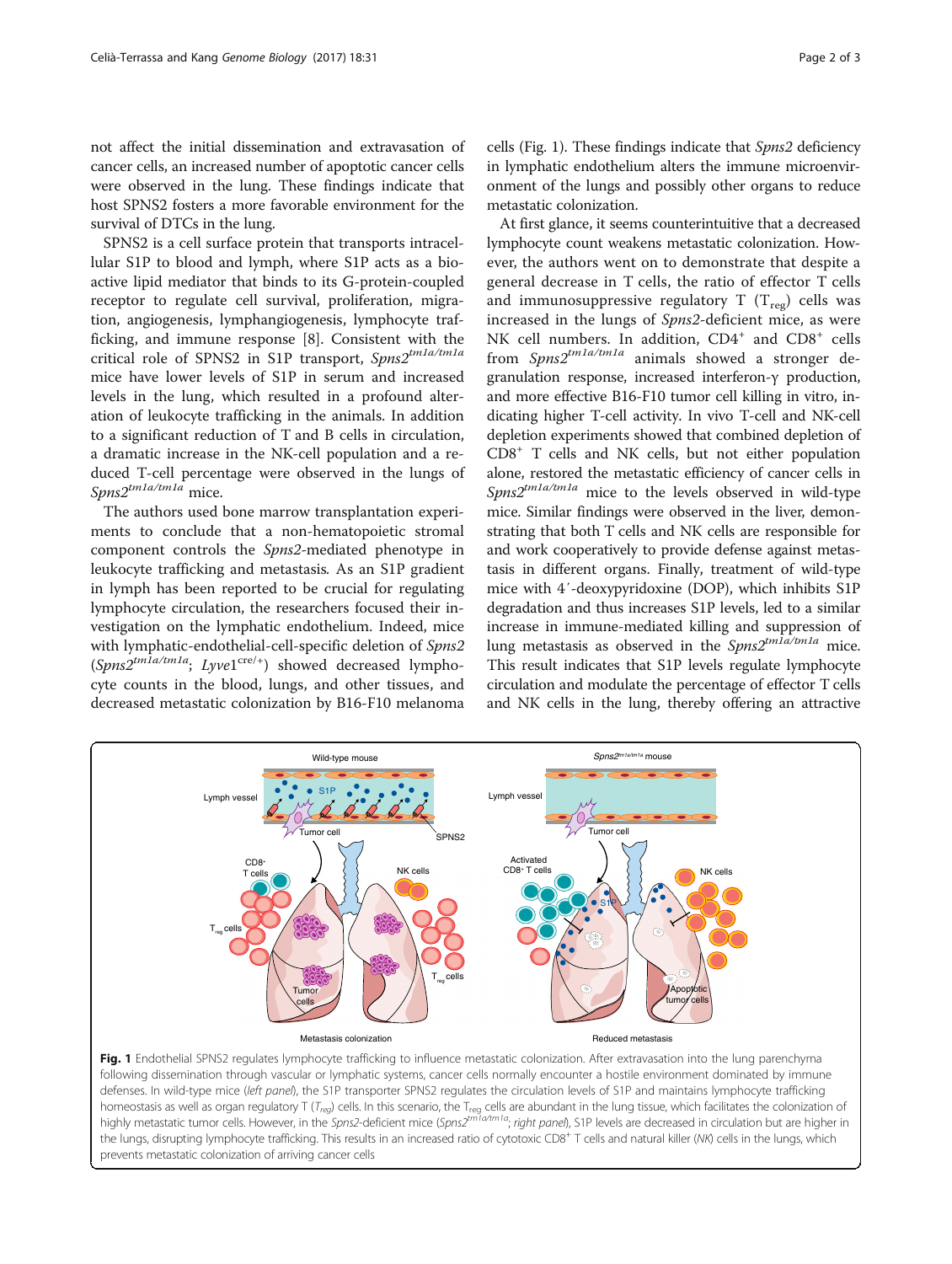not affect the initial dissemination and extravasation of cancer cells, an increased number of apoptotic cancer cells were observed in the lung. These findings indicate that host SPNS2 fosters a more favorable environment for the survival of DTCs in the lung.

SPNS2 is a cell surface protein that transports intracellular S1P to blood and lymph, where S1P acts as a bioactive lipid mediator that binds to its G-protein-coupled receptor to regulate cell survival, proliferation, migration, angiogenesis, lymphangiogenesis, lymphocyte trafficking, and immune response [8]. Consistent with the critical role of SPNS2 in S1P transport, *Spns2*$^{tm1a/tm1a}$ mice have lower levels of S1P in serum and increased levels in the lung, which resulted in a profound alteration of leukocyte trafficking in the animals. In addition to a significant reduction of T and B cells in circulation, a dramatic increase in the NK-cell population and a reduced T-cell percentage were observed in the lungs of *Spns2*$^{tm1a/tm1a}$ mice.

The authors used bone marrow transplantation experiments to conclude that a non-hematopoietic stromal component controls the *Spns2*-mediated phenotype in leukocyte trafficking and metastasis. As an S1P gradient in lymph has been reported to be crucial for regulating lymphocyte circulation, the researchers focused their investigation on the lymphatic endothelium. Indeed, mice with lymphatic-endothelial-cell-specific deletion of *Spns2* (*Spns2*$^{tm1a/tm1a}$; *Lyve1*$^{cre/+}$) showed decreased lymphocyte counts in the blood, lungs, and other tissues, and decreased metastatic colonization by B16-F10 melanoma cells (Fig. 1). These findings indicate that *Spns2* deficiency in lymphatic endothelium alters the immune microenvironment of the lungs and possibly other organs to reduce metastatic colonization.

At first glance, it seems counterintuitive that a decreased lymphocyte count weakens metastatic colonization. However, the authors went on to demonstrate that despite a general decrease in T cells, the ratio of effector T cells and immunosuppressive regulatory T ($T_{reg}$) cells was increased in the lungs of *Spns2*-deficient mice, as were NK cell numbers. In addition, $CD4^+$ and $CD8^+$ cells from *Spns2*$^{tm1a/tm1a}$ animals showed a stronger degranulation response, increased interferon-γ production, and more effective B16-F10 tumor cell killing in vitro, indicating higher T-cell activity. In vivo T-cell and NK-cell depletion experiments showed that combined depletion of $CD8^+$ T cells and NK cells, but not either population alone, restored the metastatic efficiency of cancer cells in *Spns2*$^{tm1a/tm1a}$ mice to the levels observed in wild-type mice. Similar findings were observed in the liver, demonstrating that both T cells and NK cells are responsible for and work cooperatively to provide defense against metastasis in different organs. Finally, treatment of wild-type mice with 4′-deoxypyridoxine (DOP), which inhibits S1P degradation and thus increases S1P levels, led to a similar increase in immune-mediated killing and suppression of lung metastasis as observed in the *Spns2*$^{tm1a/tm1a}$ mice. This result indicates that S1P levels regulate lymphocyte circulation and modulate the percentage of effector T cells and NK cells in the lung, thereby offering an attractive

**Fig. 1** Endothelial SPNS2 regulates lymphocyte trafficking to influence metastatic colonization. After extravasation into the lung parenchyma following dissemination through vascular or lymphatic systems, cancer cells normally encounter a hostile environment dominated by immune defenses. In wild-type mice (*left panel*), the S1P transporter SPNS2 regulates the circulation levels of S1P and maintains lymphocyte trafficking homeostasis as well as organ regulatory T (*$T_{reg}$*) cells. In this scenario, the $T_{reg}$ cells are abundant in the lung tissue, which facilitates the colonization of highly metastatic tumor cells. However, in the *Spns2*-deficient mice (*Spns2*$^{tm1a/tm1a}$; *right panel*), S1P levels are decreased in circulation but are higher in the lungs, disrupting lymphocyte trafficking. This results in an increased ratio of cytotoxic $CD8^+$ T cells and natural killer (*NK*) cells in the lungs, which prevents metastatic colonization of arriving cancer cells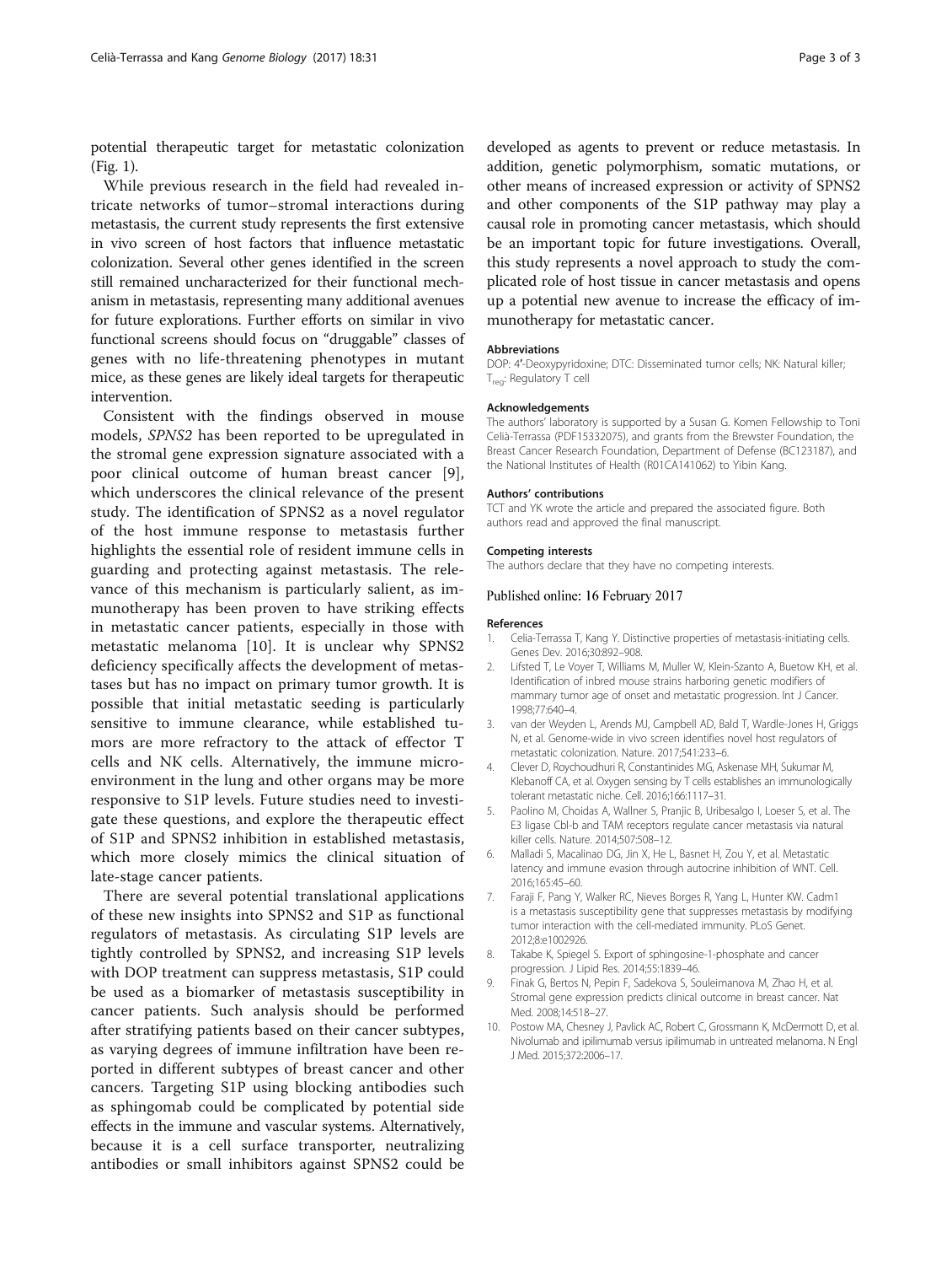potential therapeutic target for metastatic colonization (Fig. 1).

While previous research in the field had revealed intricate networks of tumor–stromal interactions during metastasis, the current study represents the first extensive in vivo screen of host factors that influence metastatic colonization. Several other genes identified in the screen still remained uncharacterized for their functional mechanism in metastasis, representing many additional avenues for future explorations. Further efforts on similar in vivo functional screens should focus on "druggable" classes of genes with no life-threatening phenotypes in mutant mice, as these genes are likely ideal targets for therapeutic intervention.

Consistent with the findings observed in mouse models, *SPNS2* has been reported to be upregulated in the stromal gene expression signature associated with a poor clinical outcome of human breast cancer [9], which underscores the clinical relevance of the present study. The identification of SPNS2 as a novel regulator of the host immune response to metastasis further highlights the essential role of resident immune cells in guarding and protecting against metastasis. The relevance of this mechanism is particularly salient, as immunotherapy has been proven to have striking effects in metastatic cancer patients, especially in those with metastatic melanoma [10]. It is unclear why SPNS2 deficiency specifically affects the development of metastases but has no impact on primary tumor growth. It is possible that initial metastatic seeding is particularly sensitive to immune clearance, while established tumors are more refractory to the attack of effector T cells and NK cells. Alternatively, the immune microenvironment in the lung and other organs may be more responsive to S1P levels. Future studies need to investigate these questions, and explore the therapeutic effect of S1P and SPNS2 inhibition in established metastasis, which more closely mimics the clinical situation of late-stage cancer patients.

There are several potential translational applications of these new insights into SPNS2 and S1P as functional regulators of metastasis. As circulating S1P levels are tightly controlled by SPNS2, and increasing S1P levels with DOP treatment can suppress metastasis, S1P could be used as a biomarker of metastasis susceptibility in cancer patients. Such analysis should be performed after stratifying patients based on their cancer subtypes, as varying degrees of immune infiltration have been reported in different subtypes of breast cancer and other cancers. Targeting S1P using blocking antibodies such as sphingomab could be complicated by potential side effects in the immune and vascular systems. Alternatively, because it is a cell surface transporter, neutralizing antibodies or small inhibitors against SPNS2 could be developed as agents to prevent or reduce metastasis. In addition, genetic polymorphism, somatic mutations, or other means of increased expression or activity of SPNS2 and other components of the S1P pathway may play a causal role in promoting cancer metastasis, which should be an important topic for future investigations. Overall, this study represents a novel approach to study the complicated role of host tissue in cancer metastasis and opens up a potential new avenue to increase the efficacy of immunotherapy for metastatic cancer.

#### Abbreviations

DOP: 4′-Deoxypyridoxine; DTC: Disseminated tumor cells; NK: Natural killer; $T_{reg}$: Regulatory T cell

#### Acknowledgements

The authors' laboratory is supported by a Susan G. Komen Fellowship to Toni Celià-Terrassa (PDF15332075), and grants from the Brewster Foundation, the Breast Cancer Research Foundation, Department of Defense (BC123187), and the National Institutes of Health (R01CA141062) to Yibin Kang.

#### Authors' contributions

TCT and YK wrote the article and prepared the associated figure. Both authors read and approved the final manuscript.

#### Competing interests

The authors declare that they have no competing interests.

Published online: 16 February 2017

#### References

1. Celia-Terrassa T, Kang Y. Distinctive properties of metastasis-initiating cells. Genes Dev. 2016;30:892–908.
2. Lifsted T, Le Voyer T, Williams M, Muller W, Klein-Szanto A, Buetow KH, et al. Identification of inbred mouse strains harboring genetic modifiers of mammary tumor age of onset and metastatic progression. Int J Cancer. 1998;77:640–4.
3. van der Weyden L, Arends MJ, Campbell AD, Bald T, Wardle-Jones H, Griggs N, et al. Genome-wide in vivo screen identifies novel host regulators of metastatic colonization. Nature. 2017;541:233–6.
4. Clever D, Roychoudhuri R, Constantinides MG, Askenase MH, Sukumar M, Klebanoff CA, et al. Oxygen sensing by T cells establishes an immunologically tolerant metastatic niche. Cell. 2016;166:1117–31.
5. Paolino M, Choidas A, Wallner S, Pranjic B, Uribesalgo I, Loeser S, et al. The E3 ligase Cbl-b and TAM receptors regulate cancer metastasis via natural killer cells. Nature. 2014;507:508–12.
6. Malladi S, Macalinao DG, Jin X, He L, Basnet H, Zou Y, et al. Metastatic latency and immune evasion through autocrine inhibition of WNT. Cell. 2016;165:45–60.
7. Faraji F, Pang Y, Walker RC, Nieves Borges R, Yang L, Hunter KW. Cadm1 is a metastasis susceptibility gene that suppresses metastasis by modifying tumor interaction with the cell-mediated immunity. PLoS Genet. 2012;8:e1002926.
8. Takabe K, Spiegel S. Export of sphingosine-1-phosphate and cancer progression. J Lipid Res. 2014;55:1839–46.
9. Finak G, Bertos N, Pepin F, Sadekova S, Souleimanova M, Zhao H, et al. Stromal gene expression predicts clinical outcome in breast cancer. Nat Med. 2008;14:518–27.
10. Postow MA, Chesney J, Pavlick AC, Robert C, Grossmann K, McDermott D, et al. Nivolumab and ipilimumab versus ipilimumab in untreated melanoma. N Engl J Med. 2015;372:2006–17.